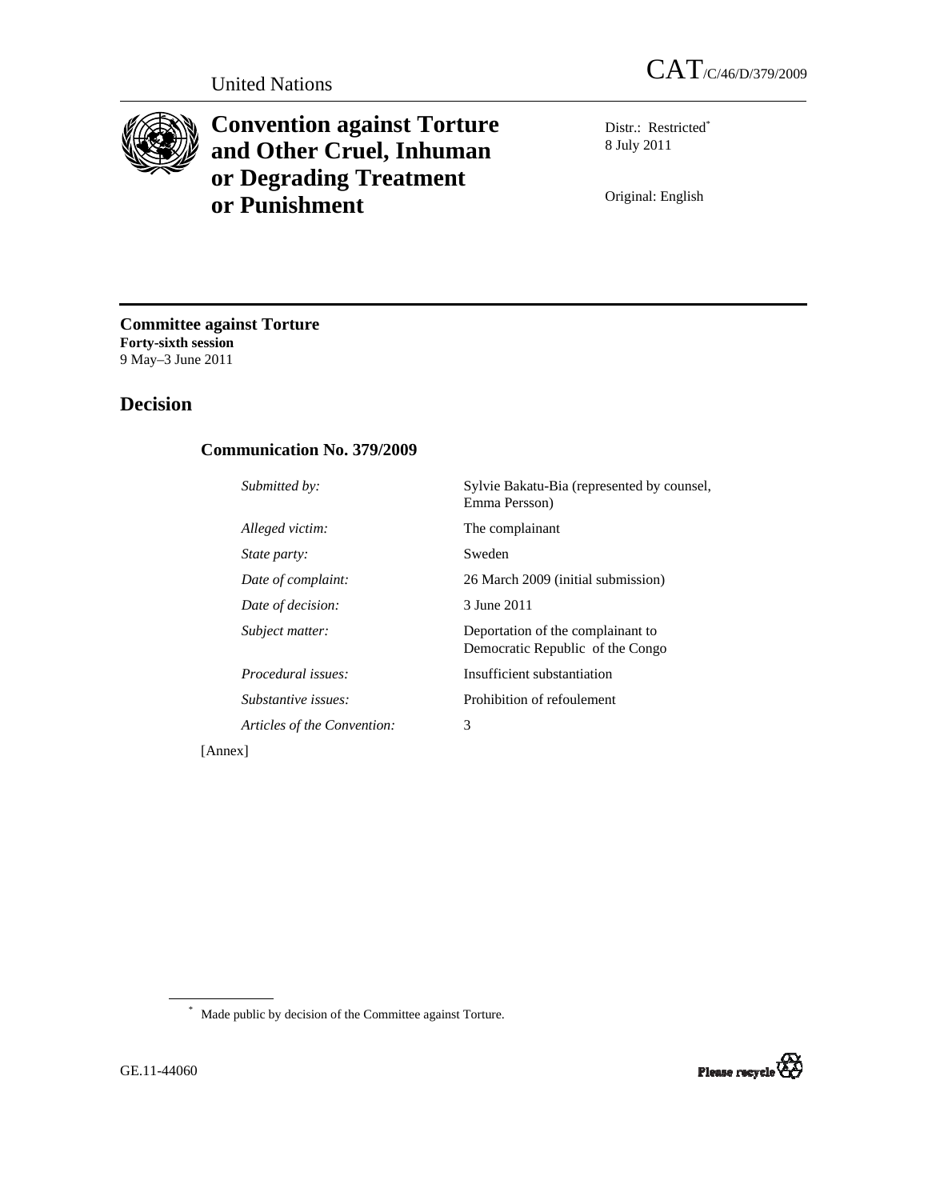United Nations

CAT/C/46/D/379/2009

# Convention against Torture and Other Cruel, Inhuman or Degrading Treatment or Punishment

Distr.: Restricted*
8 July 2011

Original: English

**Committee against Torture**
**Forty-sixth session**
9 May–3 June 2011

## Decision

### Communication No. 379/2009

| | |
|---|---|
| *Submitted by:* | Sylvie Bakatu-Bia (represented by counsel, Emma Persson) |
| *Alleged victim:* | The complainant |
| *State party:* | Sweden |
| *Date of complaint:* | 26 March 2009 (initial submission) |
| *Date of decision:* | 3 June 2011 |
| *Subject matter:* | Deportation of the complainant to Democratic Republic of the Congo |
| *Procedural issues:* | Insufficient substantiation |
| *Substantive issues:* | Prohibition of refoulement |
| *Articles of the Convention:* | 3 |

[Annex]

* Made public by decision of the Committee against Torture.

GE.11-44060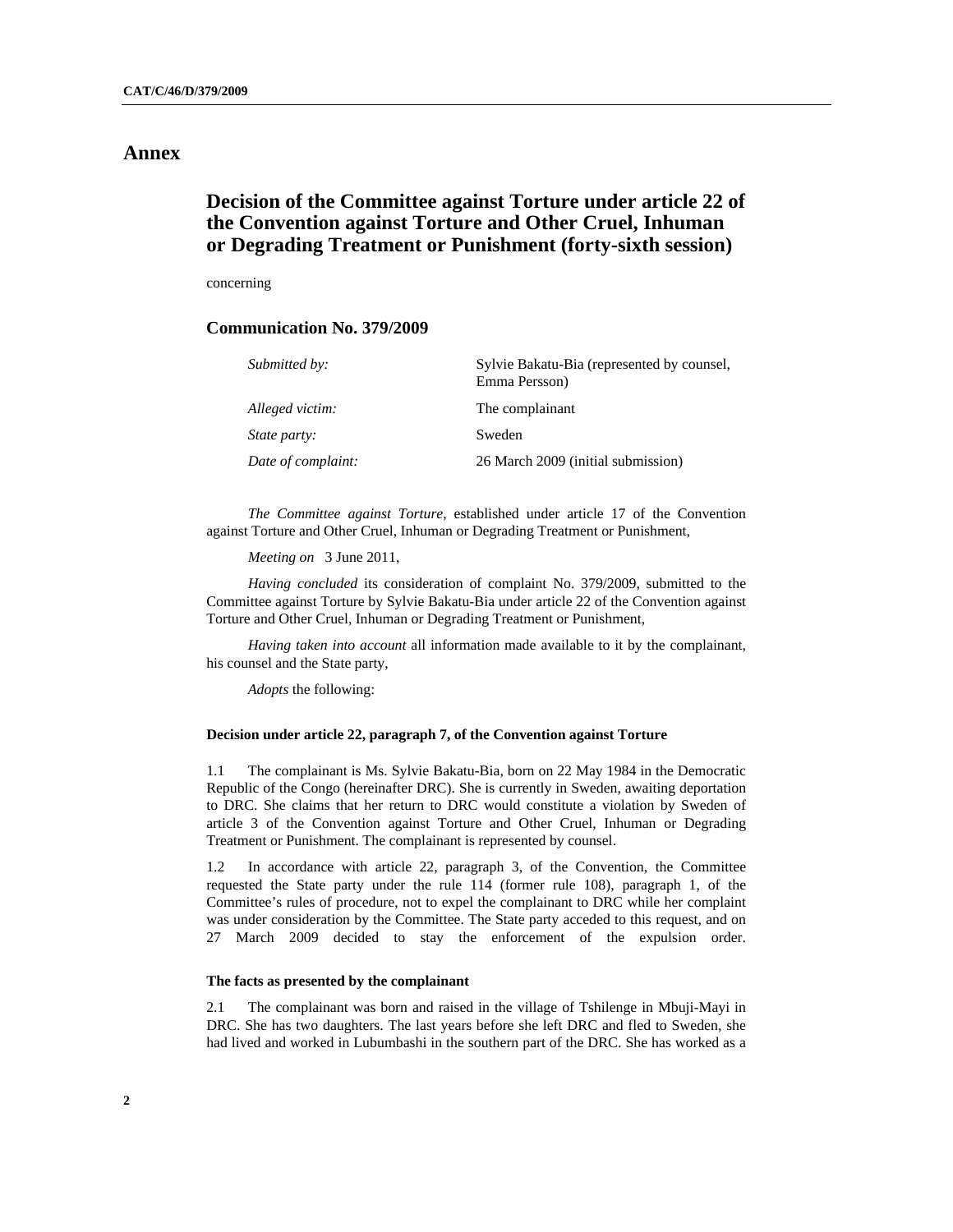# Annex

## Decision of the Committee against Torture under article 22 of the Convention against Torture and Other Cruel, Inhuman or Degrading Treatment or Punishment (forty-sixth session)

concerning

### Communication No. 379/2009

| | |
|---|---|
| *Submitted by:* | Sylvie Bakatu-Bia (represented by counsel, Emma Persson) |
| *Alleged victim:* | The complainant |
| *State party:* | Sweden |
| *Date of complaint:* | 26 March 2009 (initial submission) |

*The Committee against Torture*, established under article 17 of the Convention against Torture and Other Cruel, Inhuman or Degrading Treatment or Punishment,

*Meeting on* 3 June 2011,

*Having concluded* its consideration of complaint No. 379/2009, submitted to the Committee against Torture by Sylvie Bakatu-Bia under article 22 of the Convention against Torture and Other Cruel, Inhuman or Degrading Treatment or Punishment,

*Having taken into account* all information made available to it by the complainant, his counsel and the State party,

*Adopts* the following:

#### Decision under article 22, paragraph 7, of the Convention against Torture

1.1 The complainant is Ms. Sylvie Bakatu-Bia, born on 22 May 1984 in the Democratic Republic of the Congo (hereinafter DRC). She is currently in Sweden, awaiting deportation to DRC. She claims that her return to DRC would constitute a violation by Sweden of article 3 of the Convention against Torture and Other Cruel, Inhuman or Degrading Treatment or Punishment. The complainant is represented by counsel.

1.2 In accordance with article 22, paragraph 3, of the Convention, the Committee requested the State party under the rule 114 (former rule 108), paragraph 1, of the Committee's rules of procedure, not to expel the complainant to DRC while her complaint was under consideration by the Committee. The State party acceded to this request, and on 27 March 2009 decided to stay the enforcement of the expulsion order.

#### The facts as presented by the complainant

2.1 The complainant was born and raised in the village of Tshilenge in Mbuji-Mayi in DRC. She has two daughters. The last years before she left DRC and fled to Sweden, she had lived and worked in Lubumbashi in the southern part of the DRC. She has worked as a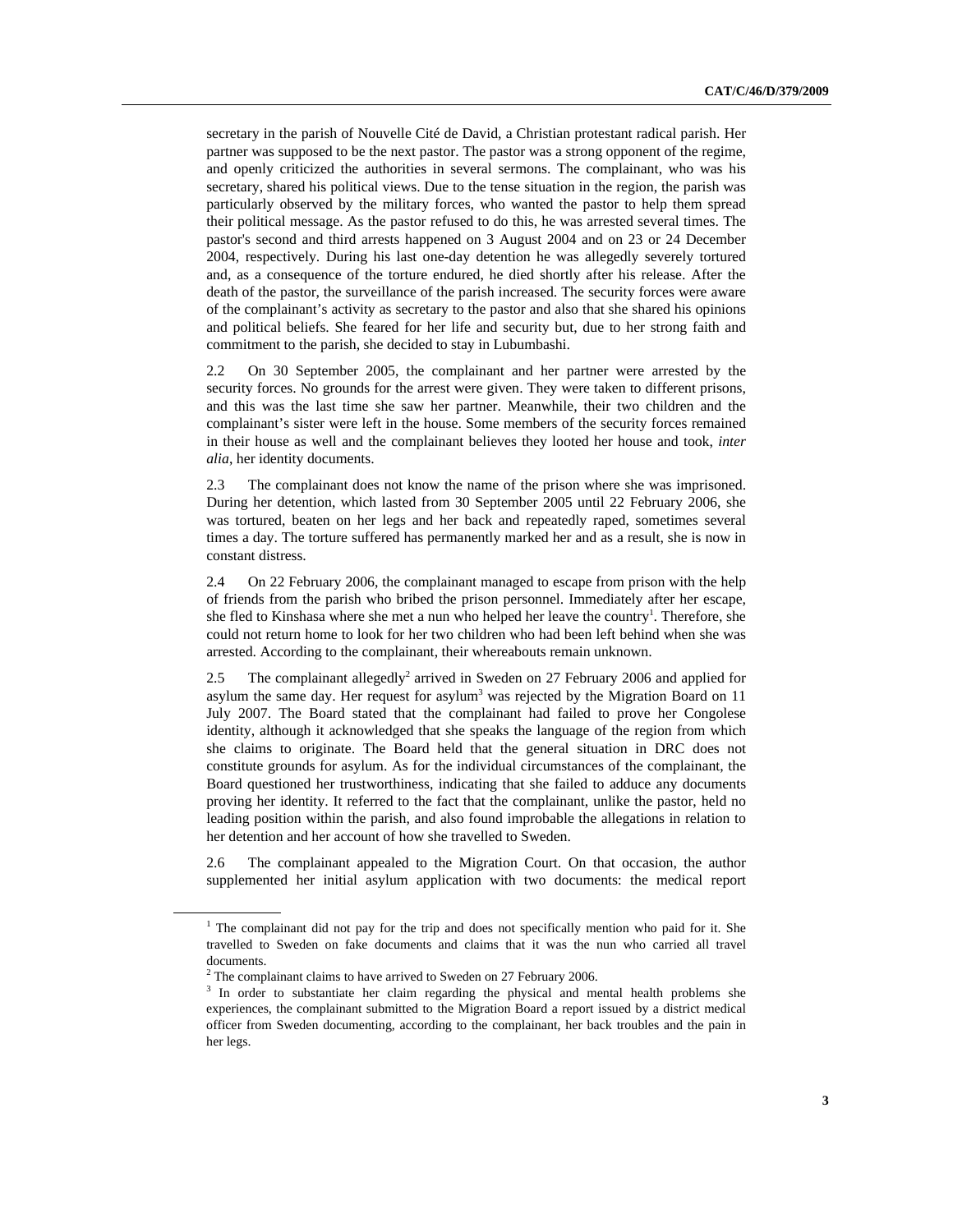secretary in the parish of Nouvelle Cité de David, a Christian protestant radical parish. Her partner was supposed to be the next pastor. The pastor was a strong opponent of the regime, and openly criticized the authorities in several sermons. The complainant, who was his secretary, shared his political views. Due to the tense situation in the region, the parish was particularly observed by the military forces, who wanted the pastor to help them spread their political message. As the pastor refused to do this, he was arrested several times. The pastor's second and third arrests happened on 3 August 2004 and on 23 or 24 December 2004, respectively. During his last one-day detention he was allegedly severely tortured and, as a consequence of the torture endured, he died shortly after his release. After the death of the pastor, the surveillance of the parish increased. The security forces were aware of the complainant's activity as secretary to the pastor and also that she shared his opinions and political beliefs. She feared for her life and security but, due to her strong faith and commitment to the parish, she decided to stay in Lubumbashi.

2.2 On 30 September 2005, the complainant and her partner were arrested by the security forces. No grounds for the arrest were given. They were taken to different prisons, and this was the last time she saw her partner. Meanwhile, their two children and the complainant's sister were left in the house. Some members of the security forces remained in their house as well and the complainant believes they looted her house and took, *inter alia*, her identity documents.

2.3 The complainant does not know the name of the prison where she was imprisoned. During her detention, which lasted from 30 September 2005 until 22 February 2006, she was tortured, beaten on her legs and her back and repeatedly raped, sometimes several times a day. The torture suffered has permanently marked her and as a result, she is now in constant distress.

2.4 On 22 February 2006, the complainant managed to escape from prison with the help of friends from the parish who bribed the prison personnel. Immediately after her escape, she fled to Kinshasa where she met a nun who helped her leave the country[1]. Therefore, she could not return home to look for her two children who had been left behind when she was arrested. According to the complainant, their whereabouts remain unknown.

2.5 The complainant allegedly[2] arrived in Sweden on 27 February 2006 and applied for asylum the same day. Her request for asylum[3] was rejected by the Migration Board on 11 July 2007. The Board stated that the complainant had failed to prove her Congolese identity, although it acknowledged that she speaks the language of the region from which she claims to originate. The Board held that the general situation in DRC does not constitute grounds for asylum. As for the individual circumstances of the complainant, the Board questioned her trustworthiness, indicating that she failed to adduce any documents proving her identity. It referred to the fact that the complainant, unlike the pastor, held no leading position within the parish, and also found improbable the allegations in relation to her detention and her account of how she travelled to Sweden.

2.6 The complainant appealed to the Migration Court. On that occasion, the author supplemented her initial asylum application with two documents: the medical report

[1] The complainant did not pay for the trip and does not specifically mention who paid for it. She travelled to Sweden on fake documents and claims that it was the nun who carried all travel documents.

[2] The complainant claims to have arrived to Sweden on 27 February 2006.

[3] In order to substantiate her claim regarding the physical and mental health problems she experiences, the complainant submitted to the Migration Board a report issued by a district medical officer from Sweden documenting, according to the complainant, her back troubles and the pain in her legs.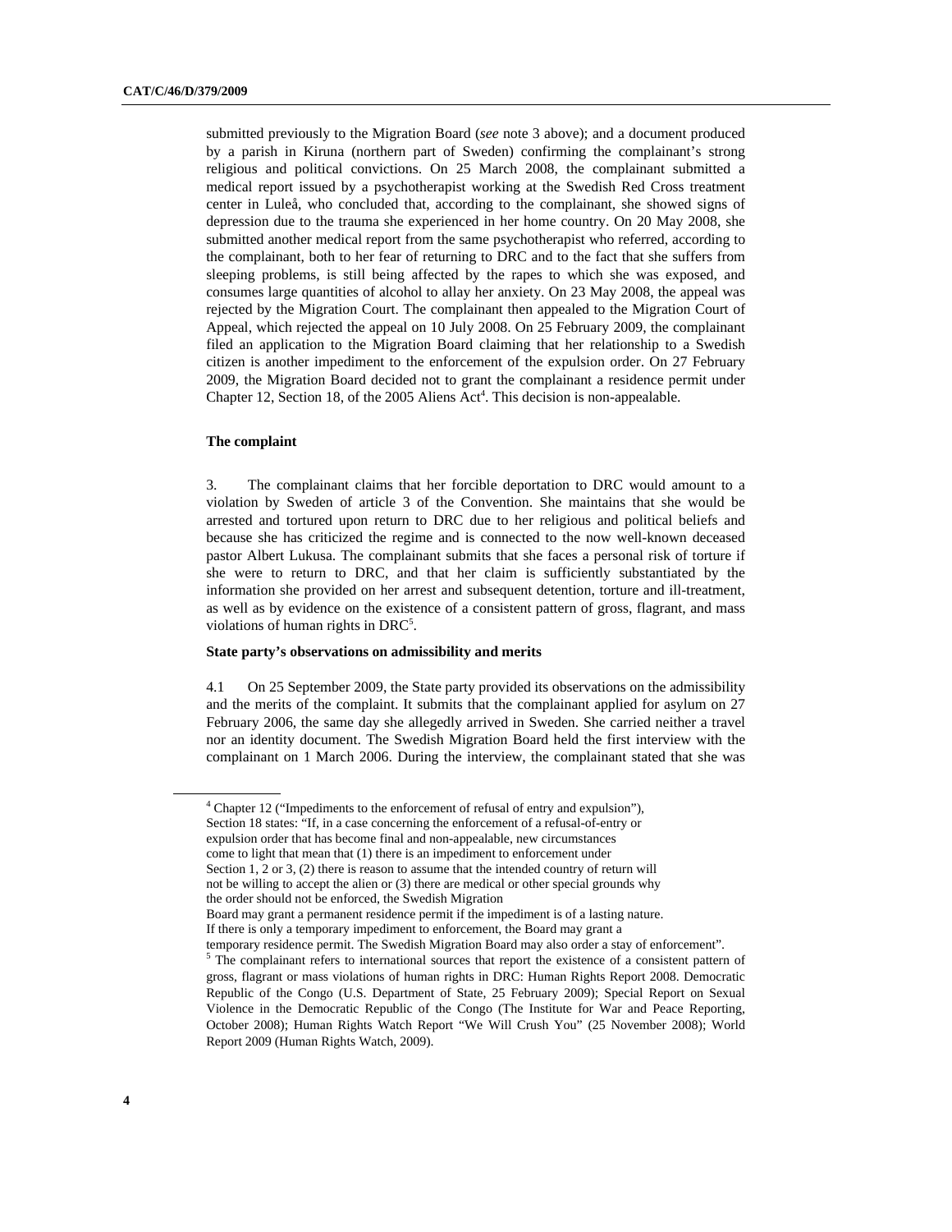submitted previously to the Migration Board (*see* note 3 above); and a document produced by a parish in Kiruna (northern part of Sweden) confirming the complainant's strong religious and political convictions. On 25 March 2008, the complainant submitted a medical report issued by a psychotherapist working at the Swedish Red Cross treatment center in Luleå, who concluded that, according to the complainant, she showed signs of depression due to the trauma she experienced in her home country. On 20 May 2008, she submitted another medical report from the same psychotherapist who referred, according to the complainant, both to her fear of returning to DRC and to the fact that she suffers from sleeping problems, is still being affected by the rapes to which she was exposed, and consumes large quantities of alcohol to allay her anxiety. On 23 May 2008, the appeal was rejected by the Migration Court. The complainant then appealed to the Migration Court of Appeal, which rejected the appeal on 10 July 2008. On 25 February 2009, the complainant filed an application to the Migration Board claiming that her relationship to a Swedish citizen is another impediment to the enforcement of the expulsion order. On 27 February 2009, the Migration Board decided not to grant the complainant a residence permit under Chapter 12, Section 18, of the 2005 Aliens Act[4]. This decision is non-appealable.

**The complaint**

3. The complainant claims that her forcible deportation to DRC would amount to a violation by Sweden of article 3 of the Convention. She maintains that she would be arrested and tortured upon return to DRC due to her religious and political beliefs and because she has criticized the regime and is connected to the now well-known deceased pastor Albert Lukusa. The complainant submits that she faces a personal risk of torture if she were to return to DRC, and that her claim is sufficiently substantiated by the information she provided on her arrest and subsequent detention, torture and ill-treatment, as well as by evidence on the existence of a consistent pattern of gross, flagrant, and mass violations of human rights in DRC[5].

**State party's observations on admissibility and merits**

4.1 On 25 September 2009, the State party provided its observations on the admissibility and the merits of the complaint. It submits that the complainant applied for asylum on 27 February 2006, the same day she allegedly arrived in Sweden. She carried neither a travel nor an identity document. The Swedish Migration Board held the first interview with the complainant on 1 March 2006. During the interview, the complainant stated that she was

---

[4] Chapter 12 ("Impediments to the enforcement of refusal of entry and expulsion"), Section 18 states: "If, in a case concerning the enforcement of a refusal-of-entry or expulsion order that has become final and non-appealable, new circumstances come to light that mean that (1) there is an impediment to enforcement under Section 1, 2 or 3, (2) there is reason to assume that the intended country of return will not be willing to accept the alien or (3) there are medical or other special grounds why the order should not be enforced, the Swedish Migration Board may grant a permanent residence permit if the impediment is of a lasting nature. If there is only a temporary impediment to enforcement, the Board may grant a temporary residence permit. The Swedish Migration Board may also order a stay of enforcement".

[5] The complainant refers to international sources that report the existence of a consistent pattern of gross, flagrant or mass violations of human rights in DRC: Human Rights Report 2008. Democratic Republic of the Congo (U.S. Department of State, 25 February 2009); Special Report on Sexual Violence in the Democratic Republic of the Congo (The Institute for War and Peace Reporting, October 2008); Human Rights Watch Report "We Will Crush You" (25 November 2008); World Report 2009 (Human Rights Watch, 2009).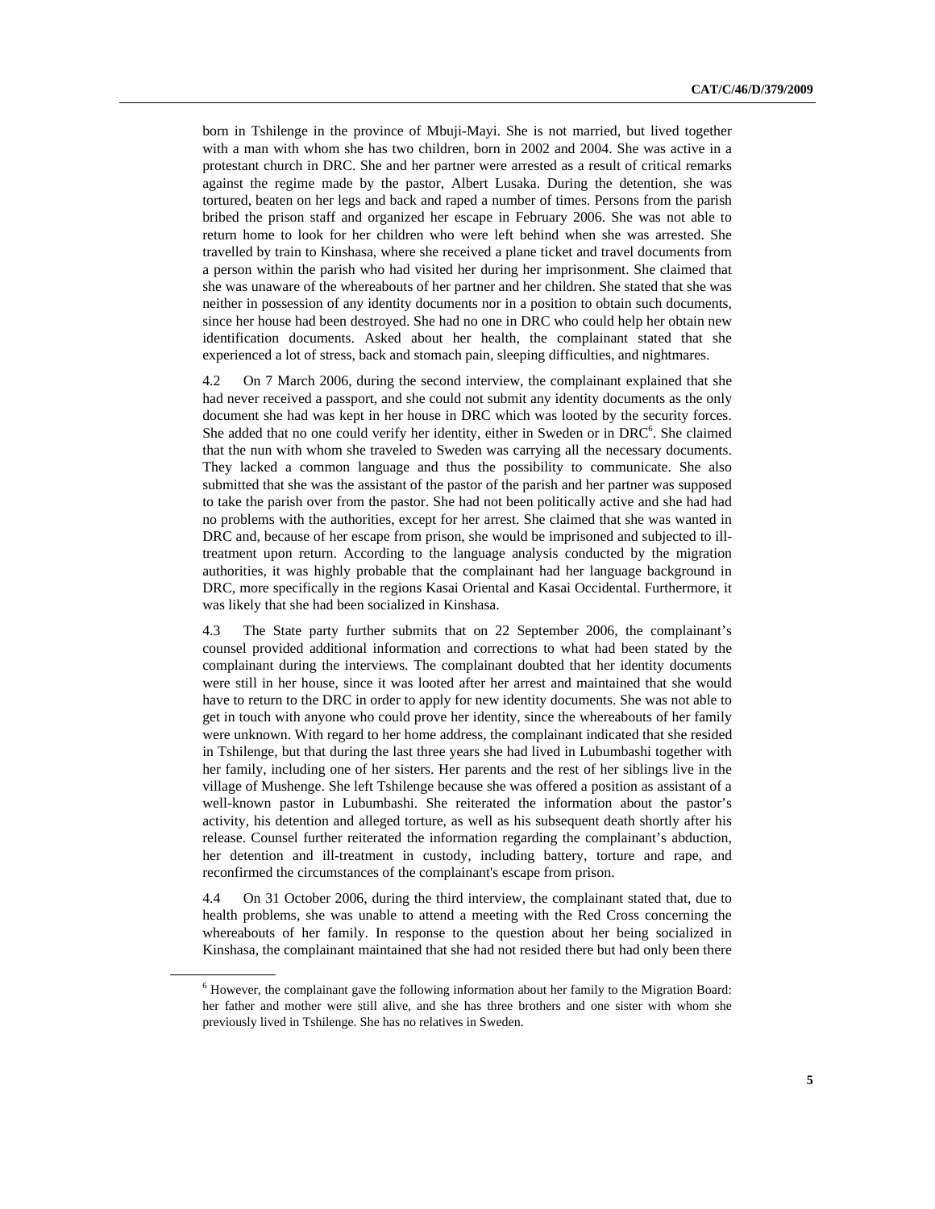born in Tshilenge in the province of Mbuji-Mayi. She is not married, but lived together with a man with whom she has two children, born in 2002 and 2004. She was active in a protestant church in DRC. She and her partner were arrested as a result of critical remarks against the regime made by the pastor, Albert Lusaka. During the detention, she was tortured, beaten on her legs and back and raped a number of times. Persons from the parish bribed the prison staff and organized her escape in February 2006. She was not able to return home to look for her children who were left behind when she was arrested. She travelled by train to Kinshasa, where she received a plane ticket and travel documents from a person within the parish who had visited her during her imprisonment. She claimed that she was unaware of the whereabouts of her partner and her children. She stated that she was neither in possession of any identity documents nor in a position to obtain such documents, since her house had been destroyed. She had no one in DRC who could help her obtain new identification documents. Asked about her health, the complainant stated that she experienced a lot of stress, back and stomach pain, sleeping difficulties, and nightmares.

4.2 On 7 March 2006, during the second interview, the complainant explained that she had never received a passport, and she could not submit any identity documents as the only document she had was kept in her house in DRC which was looted by the security forces. She added that no one could verify her identity, either in Sweden or in DRC[6]. She claimed that the nun with whom she traveled to Sweden was carrying all the necessary documents. They lacked a common language and thus the possibility to communicate. She also submitted that she was the assistant of the pastor of the parish and her partner was supposed to take the parish over from the pastor. She had not been politically active and she had had no problems with the authorities, except for her arrest. She claimed that she was wanted in DRC and, because of her escape from prison, she would be imprisoned and subjected to ill-treatment upon return. According to the language analysis conducted by the migration authorities, it was highly probable that the complainant had her language background in DRC, more specifically in the regions Kasai Oriental and Kasai Occidental. Furthermore, it was likely that she had been socialized in Kinshasa.

4.3 The State party further submits that on 22 September 2006, the complainant's counsel provided additional information and corrections to what had been stated by the complainant during the interviews. The complainant doubted that her identity documents were still in her house, since it was looted after her arrest and maintained that she would have to return to the DRC in order to apply for new identity documents. She was not able to get in touch with anyone who could prove her identity, since the whereabouts of her family were unknown. With regard to her home address, the complainant indicated that she resided in Tshilenge, but that during the last three years she had lived in Lubumbashi together with her family, including one of her sisters. Her parents and the rest of her siblings live in the village of Mushenge. She left Tshilenge because she was offered a position as assistant of a well-known pastor in Lubumbashi. She reiterated the information about the pastor's activity, his detention and alleged torture, as well as his subsequent death shortly after his release. Counsel further reiterated the information regarding the complainant's abduction, her detention and ill-treatment in custody, including battery, torture and rape, and reconfirmed the circumstances of the complainant's escape from prison.

4.4 On 31 October 2006, during the third interview, the complainant stated that, due to health problems, she was unable to attend a meeting with the Red Cross concerning the whereabouts of her family. In response to the question about her being socialized in Kinshasa, the complainant maintained that she had not resided there but had only been there

[6] However, the complainant gave the following information about her family to the Migration Board: her father and mother were still alive, and she has three brothers and one sister with whom she previously lived in Tshilenge. She has no relatives in Sweden.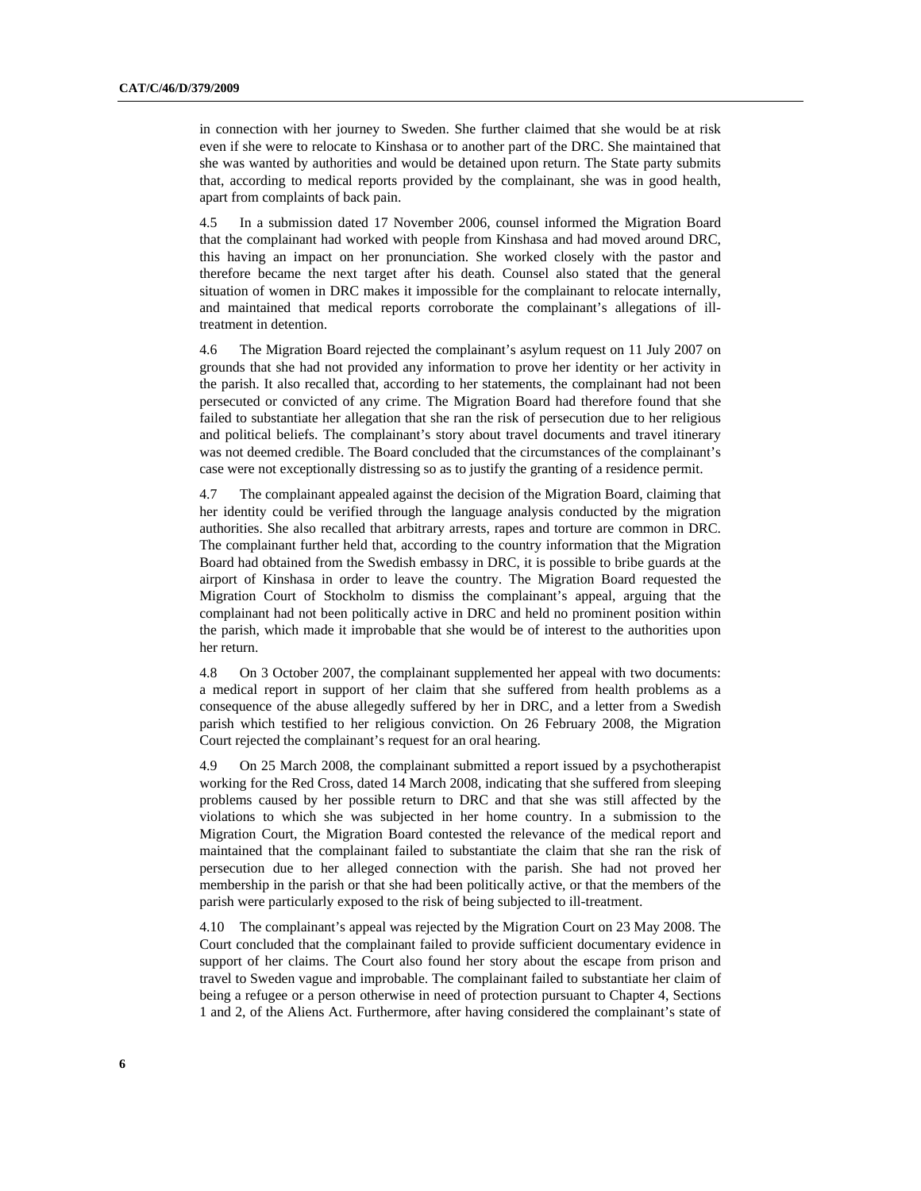in connection with her journey to Sweden. She further claimed that she would be at risk even if she were to relocate to Kinshasa or to another part of the DRC. She maintained that she was wanted by authorities and would be detained upon return. The State party submits that, according to medical reports provided by the complainant, she was in good health, apart from complaints of back pain.

4.5 In a submission dated 17 November 2006, counsel informed the Migration Board that the complainant had worked with people from Kinshasa and had moved around DRC, this having an impact on her pronunciation. She worked closely with the pastor and therefore became the next target after his death. Counsel also stated that the general situation of women in DRC makes it impossible for the complainant to relocate internally, and maintained that medical reports corroborate the complainant's allegations of ill-treatment in detention.

4.6 The Migration Board rejected the complainant's asylum request on 11 July 2007 on grounds that she had not provided any information to prove her identity or her activity in the parish. It also recalled that, according to her statements, the complainant had not been persecuted or convicted of any crime. The Migration Board had therefore found that she failed to substantiate her allegation that she ran the risk of persecution due to her religious and political beliefs. The complainant's story about travel documents and travel itinerary was not deemed credible. The Board concluded that the circumstances of the complainant's case were not exceptionally distressing so as to justify the granting of a residence permit.

4.7 The complainant appealed against the decision of the Migration Board, claiming that her identity could be verified through the language analysis conducted by the migration authorities. She also recalled that arbitrary arrests, rapes and torture are common in DRC. The complainant further held that, according to the country information that the Migration Board had obtained from the Swedish embassy in DRC, it is possible to bribe guards at the airport of Kinshasa in order to leave the country. The Migration Board requested the Migration Court of Stockholm to dismiss the complainant's appeal, arguing that the complainant had not been politically active in DRC and held no prominent position within the parish, which made it improbable that she would be of interest to the authorities upon her return.

4.8 On 3 October 2007, the complainant supplemented her appeal with two documents: a medical report in support of her claim that she suffered from health problems as a consequence of the abuse allegedly suffered by her in DRC, and a letter from a Swedish parish which testified to her religious conviction. On 26 February 2008, the Migration Court rejected the complainant's request for an oral hearing.

4.9 On 25 March 2008, the complainant submitted a report issued by a psychotherapist working for the Red Cross, dated 14 March 2008, indicating that she suffered from sleeping problems caused by her possible return to DRC and that she was still affected by the violations to which she was subjected in her home country. In a submission to the Migration Court, the Migration Board contested the relevance of the medical report and maintained that the complainant failed to substantiate the claim that she ran the risk of persecution due to her alleged connection with the parish. She had not proved her membership in the parish or that she had been politically active, or that the members of the parish were particularly exposed to the risk of being subjected to ill-treatment.

4.10 The complainant's appeal was rejected by the Migration Court on 23 May 2008. The Court concluded that the complainant failed to provide sufficient documentary evidence in support of her claims. The Court also found her story about the escape from prison and travel to Sweden vague and improbable. The complainant failed to substantiate her claim of being a refugee or a person otherwise in need of protection pursuant to Chapter 4, Sections 1 and 2, of the Aliens Act. Furthermore, after having considered the complainant's state of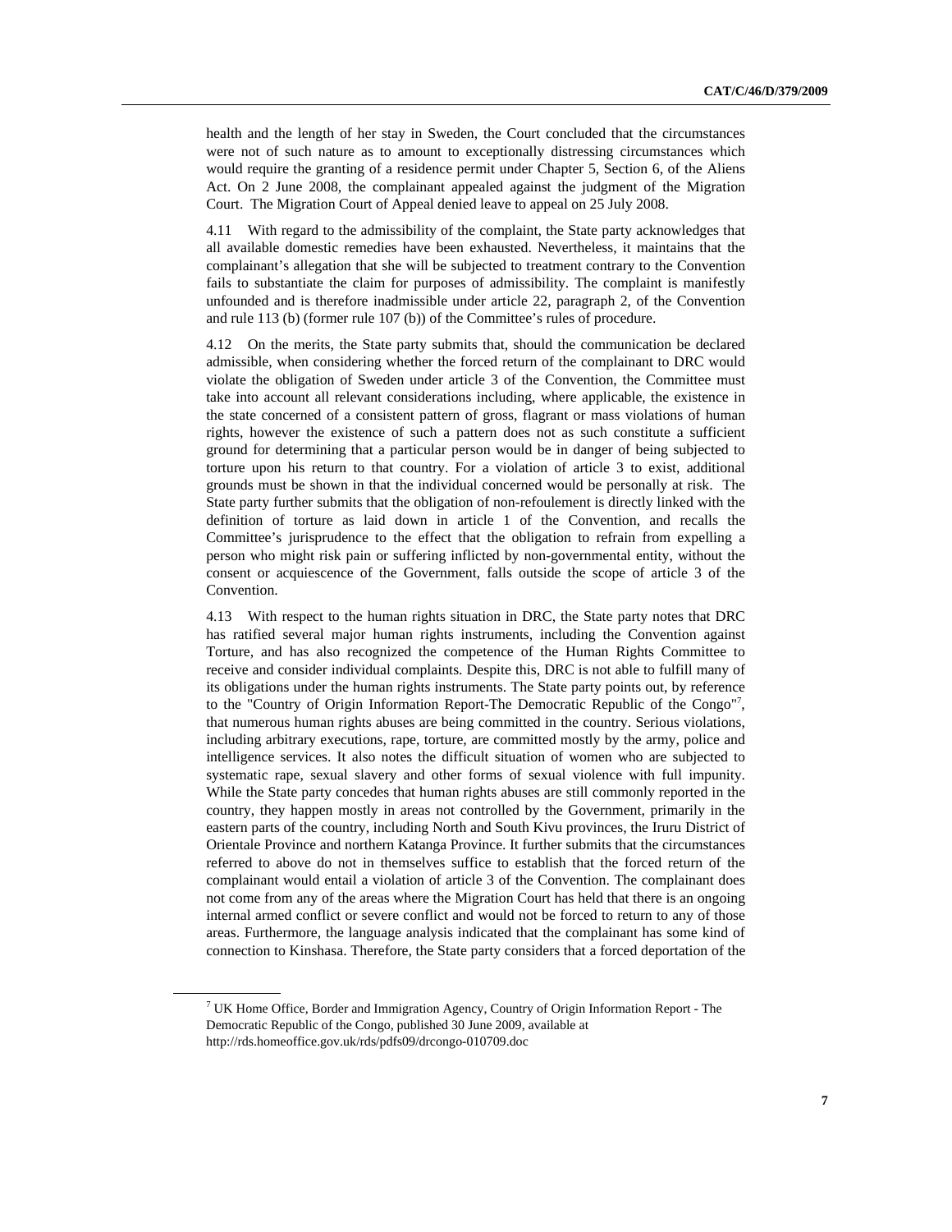health and the length of her stay in Sweden, the Court concluded that the circumstances were not of such nature as to amount to exceptionally distressing circumstances which would require the granting of a residence permit under Chapter 5, Section 6, of the Aliens Act. On 2 June 2008, the complainant appealed against the judgment of the Migration Court. The Migration Court of Appeal denied leave to appeal on 25 July 2008.

4.11 With regard to the admissibility of the complaint, the State party acknowledges that all available domestic remedies have been exhausted. Nevertheless, it maintains that the complainant's allegation that she will be subjected to treatment contrary to the Convention fails to substantiate the claim for purposes of admissibility. The complaint is manifestly unfounded and is therefore inadmissible under article 22, paragraph 2, of the Convention and rule 113 (b) (former rule 107 (b)) of the Committee's rules of procedure.

4.12 On the merits, the State party submits that, should the communication be declared admissible, when considering whether the forced return of the complainant to DRC would violate the obligation of Sweden under article 3 of the Convention, the Committee must take into account all relevant considerations including, where applicable, the existence in the state concerned of a consistent pattern of gross, flagrant or mass violations of human rights, however the existence of such a pattern does not as such constitute a sufficient ground for determining that a particular person would be in danger of being subjected to torture upon his return to that country. For a violation of article 3 to exist, additional grounds must be shown in that the individual concerned would be personally at risk. The State party further submits that the obligation of non-refoulement is directly linked with the definition of torture as laid down in article 1 of the Convention, and recalls the Committee's jurisprudence to the effect that the obligation to refrain from expelling a person who might risk pain or suffering inflicted by non-governmental entity, without the consent or acquiescence of the Government, falls outside the scope of article 3 of the Convention.

4.13 With respect to the human rights situation in DRC, the State party notes that DRC has ratified several major human rights instruments, including the Convention against Torture, and has also recognized the competence of the Human Rights Committee to receive and consider individual complaints. Despite this, DRC is not able to fulfill many of its obligations under the human rights instruments. The State party points out, by reference to the "Country of Origin Information Report-The Democratic Republic of the Congo"[7], that numerous human rights abuses are being committed in the country. Serious violations, including arbitrary executions, rape, torture, are committed mostly by the army, police and intelligence services. It also notes the difficult situation of women who are subjected to systematic rape, sexual slavery and other forms of sexual violence with full impunity. While the State party concedes that human rights abuses are still commonly reported in the country, they happen mostly in areas not controlled by the Government, primarily in the eastern parts of the country, including North and South Kivu provinces, the Iruru District of Orientale Province and northern Katanga Province. It further submits that the circumstances referred to above do not in themselves suffice to establish that the forced return of the complainant would entail a violation of article 3 of the Convention. The complainant does not come from any of the areas where the Migration Court has held that there is an ongoing internal armed conflict or severe conflict and would not be forced to return to any of those areas. Furthermore, the language analysis indicated that the complainant has some kind of connection to Kinshasa. Therefore, the State party considers that a forced deportation of the

[7] UK Home Office, Border and Immigration Agency, Country of Origin Information Report - The Democratic Republic of the Congo, published 30 June 2009, available at http://rds.homeoffice.gov.uk/rds/pdfs09/drcongo-010709.doc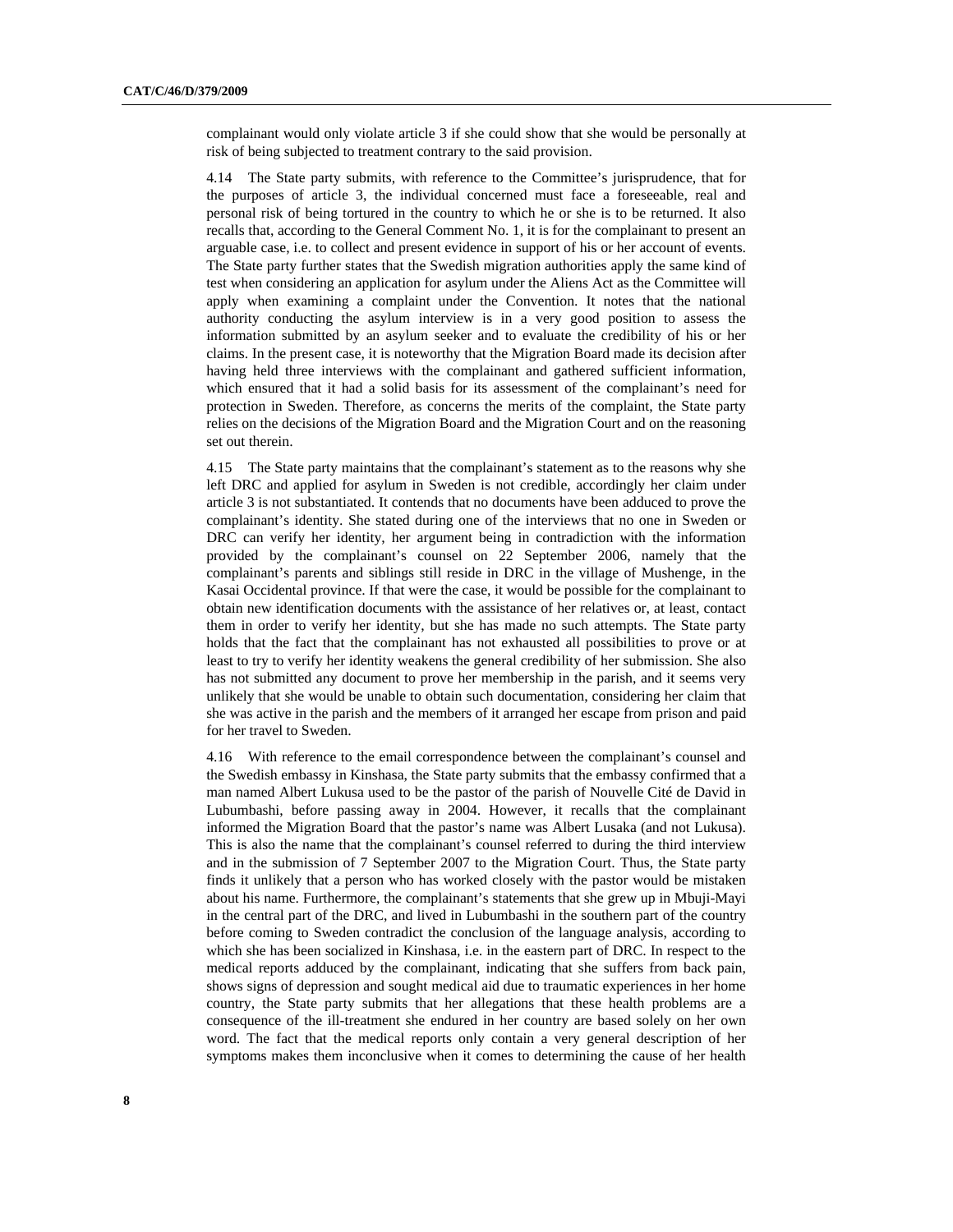complainant would only violate article 3 if she could show that she would be personally at risk of being subjected to treatment contrary to the said provision.

4.14 The State party submits, with reference to the Committee's jurisprudence, that for the purposes of article 3, the individual concerned must face a foreseeable, real and personal risk of being tortured in the country to which he or she is to be returned. It also recalls that, according to the General Comment No. 1, it is for the complainant to present an arguable case, i.e. to collect and present evidence in support of his or her account of events. The State party further states that the Swedish migration authorities apply the same kind of test when considering an application for asylum under the Aliens Act as the Committee will apply when examining a complaint under the Convention. It notes that the national authority conducting the asylum interview is in a very good position to assess the information submitted by an asylum seeker and to evaluate the credibility of his or her claims. In the present case, it is noteworthy that the Migration Board made its decision after having held three interviews with the complainant and gathered sufficient information, which ensured that it had a solid basis for its assessment of the complainant's need for protection in Sweden. Therefore, as concerns the merits of the complaint, the State party relies on the decisions of the Migration Board and the Migration Court and on the reasoning set out therein.

4.15 The State party maintains that the complainant's statement as to the reasons why she left DRC and applied for asylum in Sweden is not credible, accordingly her claim under article 3 is not substantiated. It contends that no documents have been adduced to prove the complainant's identity. She stated during one of the interviews that no one in Sweden or DRC can verify her identity, her argument being in contradiction with the information provided by the complainant's counsel on 22 September 2006, namely that the complainant's parents and siblings still reside in DRC in the village of Mushenge, in the Kasai Occidental province. If that were the case, it would be possible for the complainant to obtain new identification documents with the assistance of her relatives or, at least, contact them in order to verify her identity, but she has made no such attempts. The State party holds that the fact that the complainant has not exhausted all possibilities to prove or at least to try to verify her identity weakens the general credibility of her submission. She also has not submitted any document to prove her membership in the parish, and it seems very unlikely that she would be unable to obtain such documentation, considering her claim that she was active in the parish and the members of it arranged her escape from prison and paid for her travel to Sweden.

4.16 With reference to the email correspondence between the complainant's counsel and the Swedish embassy in Kinshasa, the State party submits that the embassy confirmed that a man named Albert Lukusa used to be the pastor of the parish of Nouvelle Cité de David in Lubumbashi, before passing away in 2004. However, it recalls that the complainant informed the Migration Board that the pastor's name was Albert Lusaka (and not Lukusa). This is also the name that the complainant's counsel referred to during the third interview and in the submission of 7 September 2007 to the Migration Court. Thus, the State party finds it unlikely that a person who has worked closely with the pastor would be mistaken about his name. Furthermore, the complainant's statements that she grew up in Mbuji-Mayi in the central part of the DRC, and lived in Lubumbashi in the southern part of the country before coming to Sweden contradict the conclusion of the language analysis, according to which she has been socialized in Kinshasa, i.e. in the eastern part of DRC. In respect to the medical reports adduced by the complainant, indicating that she suffers from back pain, shows signs of depression and sought medical aid due to traumatic experiences in her home country, the State party submits that her allegations that these health problems are a consequence of the ill-treatment she endured in her country are based solely on her own word. The fact that the medical reports only contain a very general description of her symptoms makes them inconclusive when it comes to determining the cause of her health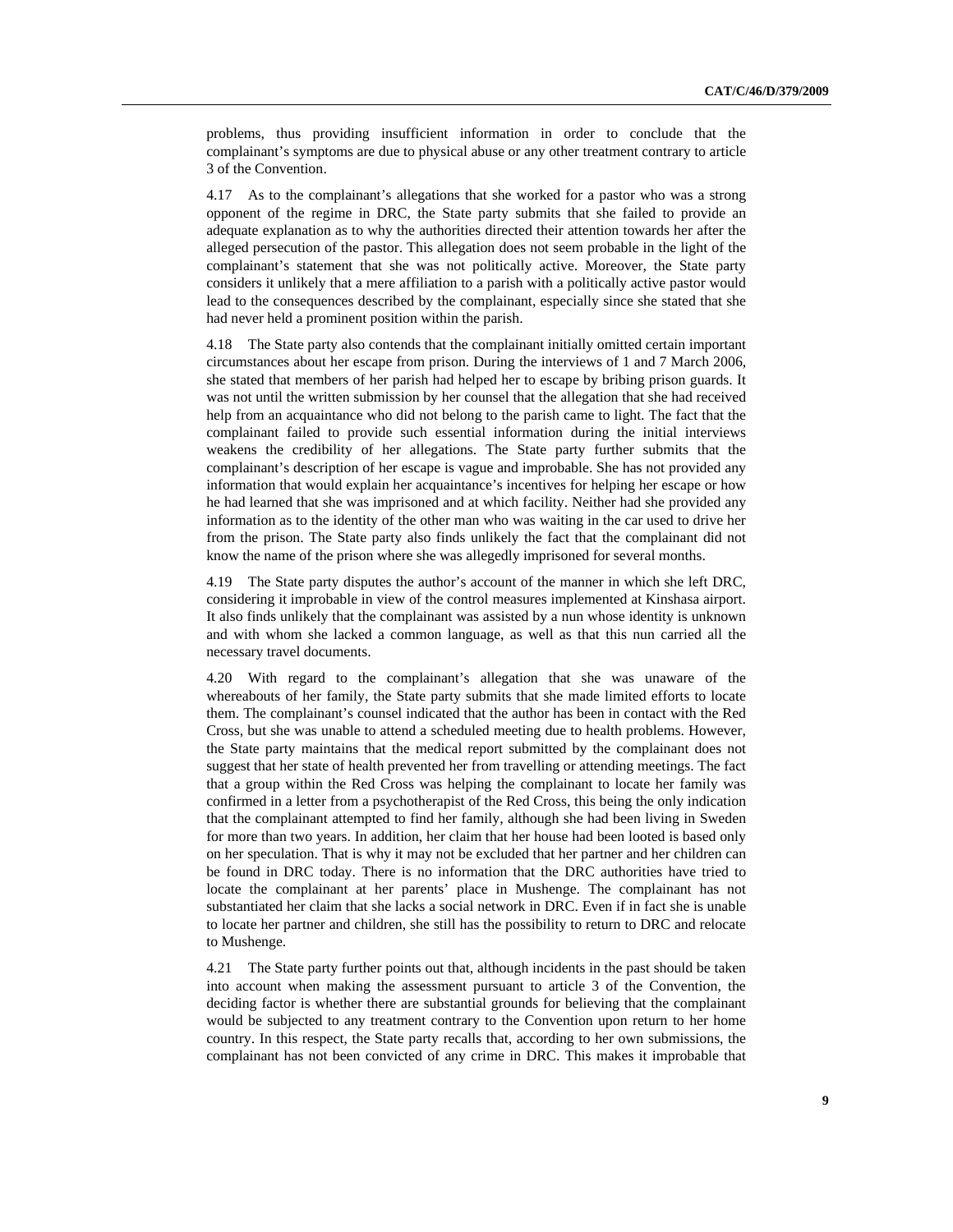problems, thus providing insufficient information in order to conclude that the complainant's symptoms are due to physical abuse or any other treatment contrary to article 3 of the Convention.

4.17 As to the complainant's allegations that she worked for a pastor who was a strong opponent of the regime in DRC, the State party submits that she failed to provide an adequate explanation as to why the authorities directed their attention towards her after the alleged persecution of the pastor. This allegation does not seem probable in the light of the complainant's statement that she was not politically active. Moreover, the State party considers it unlikely that a mere affiliation to a parish with a politically active pastor would lead to the consequences described by the complainant, especially since she stated that she had never held a prominent position within the parish.

4.18 The State party also contends that the complainant initially omitted certain important circumstances about her escape from prison. During the interviews of 1 and 7 March 2006, she stated that members of her parish had helped her to escape by bribing prison guards. It was not until the written submission by her counsel that the allegation that she had received help from an acquaintance who did not belong to the parish came to light. The fact that the complainant failed to provide such essential information during the initial interviews weakens the credibility of her allegations. The State party further submits that the complainant's description of her escape is vague and improbable. She has not provided any information that would explain her acquaintance's incentives for helping her escape or how he had learned that she was imprisoned and at which facility. Neither had she provided any information as to the identity of the other man who was waiting in the car used to drive her from the prison. The State party also finds unlikely the fact that the complainant did not know the name of the prison where she was allegedly imprisoned for several months.

4.19 The State party disputes the author's account of the manner in which she left DRC, considering it improbable in view of the control measures implemented at Kinshasa airport. It also finds unlikely that the complainant was assisted by a nun whose identity is unknown and with whom she lacked a common language, as well as that this nun carried all the necessary travel documents.

4.20 With regard to the complainant's allegation that she was unaware of the whereabouts of her family, the State party submits that she made limited efforts to locate them. The complainant's counsel indicated that the author has been in contact with the Red Cross, but she was unable to attend a scheduled meeting due to health problems. However, the State party maintains that the medical report submitted by the complainant does not suggest that her state of health prevented her from travelling or attending meetings. The fact that a group within the Red Cross was helping the complainant to locate her family was confirmed in a letter from a psychotherapist of the Red Cross, this being the only indication that the complainant attempted to find her family, although she had been living in Sweden for more than two years. In addition, her claim that her house had been looted is based only on her speculation. That is why it may not be excluded that her partner and her children can be found in DRC today. There is no information that the DRC authorities have tried to locate the complainant at her parents' place in Mushenge. The complainant has not substantiated her claim that she lacks a social network in DRC. Even if in fact she is unable to locate her partner and children, she still has the possibility to return to DRC and relocate to Mushenge.

4.21 The State party further points out that, although incidents in the past should be taken into account when making the assessment pursuant to article 3 of the Convention, the deciding factor is whether there are substantial grounds for believing that the complainant would be subjected to any treatment contrary to the Convention upon return to her home country. In this respect, the State party recalls that, according to her own submissions, the complainant has not been convicted of any crime in DRC. This makes it improbable that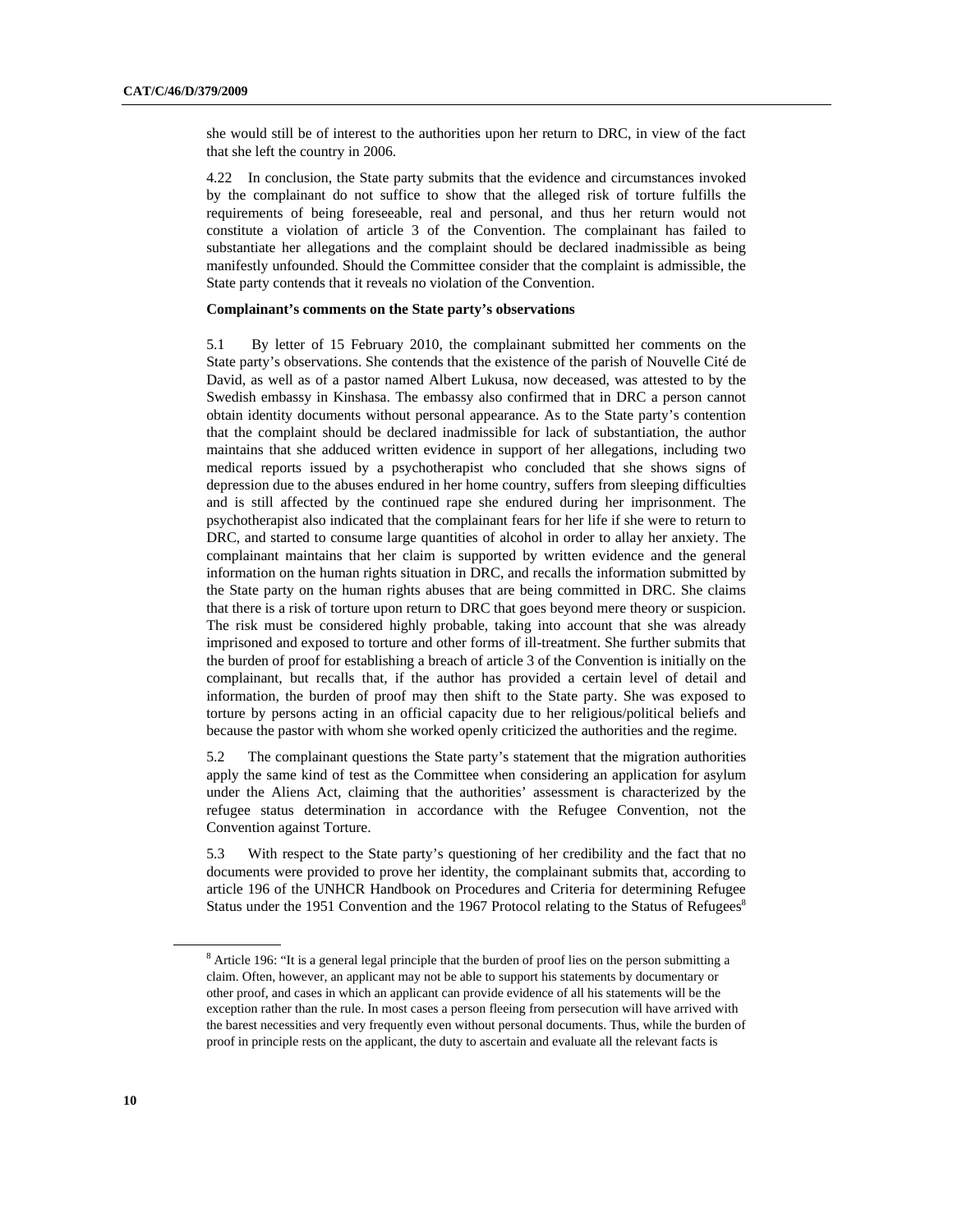she would still be of interest to the authorities upon her return to DRC, in view of the fact that she left the country in 2006.

4.22 In conclusion, the State party submits that the evidence and circumstances invoked by the complainant do not suffice to show that the alleged risk of torture fulfills the requirements of being foreseeable, real and personal, and thus her return would not constitute a violation of article 3 of the Convention. The complainant has failed to substantiate her allegations and the complaint should be declared inadmissible as being manifestly unfounded. Should the Committee consider that the complaint is admissible, the State party contends that it reveals no violation of the Convention.

**Complainant's comments on the State party's observations**

5.1 By letter of 15 February 2010, the complainant submitted her comments on the State party's observations. She contends that the existence of the parish of Nouvelle Cité de David, as well as of a pastor named Albert Lukusa, now deceased, was attested to by the Swedish embassy in Kinshasa. The embassy also confirmed that in DRC a person cannot obtain identity documents without personal appearance. As to the State party's contention that the complaint should be declared inadmissible for lack of substantiation, the author maintains that she adduced written evidence in support of her allegations, including two medical reports issued by a psychotherapist who concluded that she shows signs of depression due to the abuses endured in her home country, suffers from sleeping difficulties and is still affected by the continued rape she endured during her imprisonment. The psychotherapist also indicated that the complainant fears for her life if she were to return to DRC, and started to consume large quantities of alcohol in order to allay her anxiety. The complainant maintains that her claim is supported by written evidence and the general information on the human rights situation in DRC, and recalls the information submitted by the State party on the human rights abuses that are being committed in DRC. She claims that there is a risk of torture upon return to DRC that goes beyond mere theory or suspicion. The risk must be considered highly probable, taking into account that she was already imprisoned and exposed to torture and other forms of ill-treatment. She further submits that the burden of proof for establishing a breach of article 3 of the Convention is initially on the complainant, but recalls that, if the author has provided a certain level of detail and information, the burden of proof may then shift to the State party. She was exposed to torture by persons acting in an official capacity due to her religious/political beliefs and because the pastor with whom she worked openly criticized the authorities and the regime.

5.2 The complainant questions the State party's statement that the migration authorities apply the same kind of test as the Committee when considering an application for asylum under the Aliens Act, claiming that the authorities' assessment is characterized by the refugee status determination in accordance with the Refugee Convention, not the Convention against Torture.

5.3 With respect to the State party's questioning of her credibility and the fact that no documents were provided to prove her identity, the complainant submits that, according to article 196 of the UNHCR Handbook on Procedures and Criteria for determining Refugee Status under the 1951 Convention and the 1967 Protocol relating to the Status of Refugees[8]

---

[8] Article 196: "It is a general legal principle that the burden of proof lies on the person submitting a claim. Often, however, an applicant may not be able to support his statements by documentary or other proof, and cases in which an applicant can provide evidence of all his statements will be the exception rather than the rule. In most cases a person fleeing from persecution will have arrived with the barest necessities and very frequently even without personal documents. Thus, while the burden of proof in principle rests on the applicant, the duty to ascertain and evaluate all the relevant facts is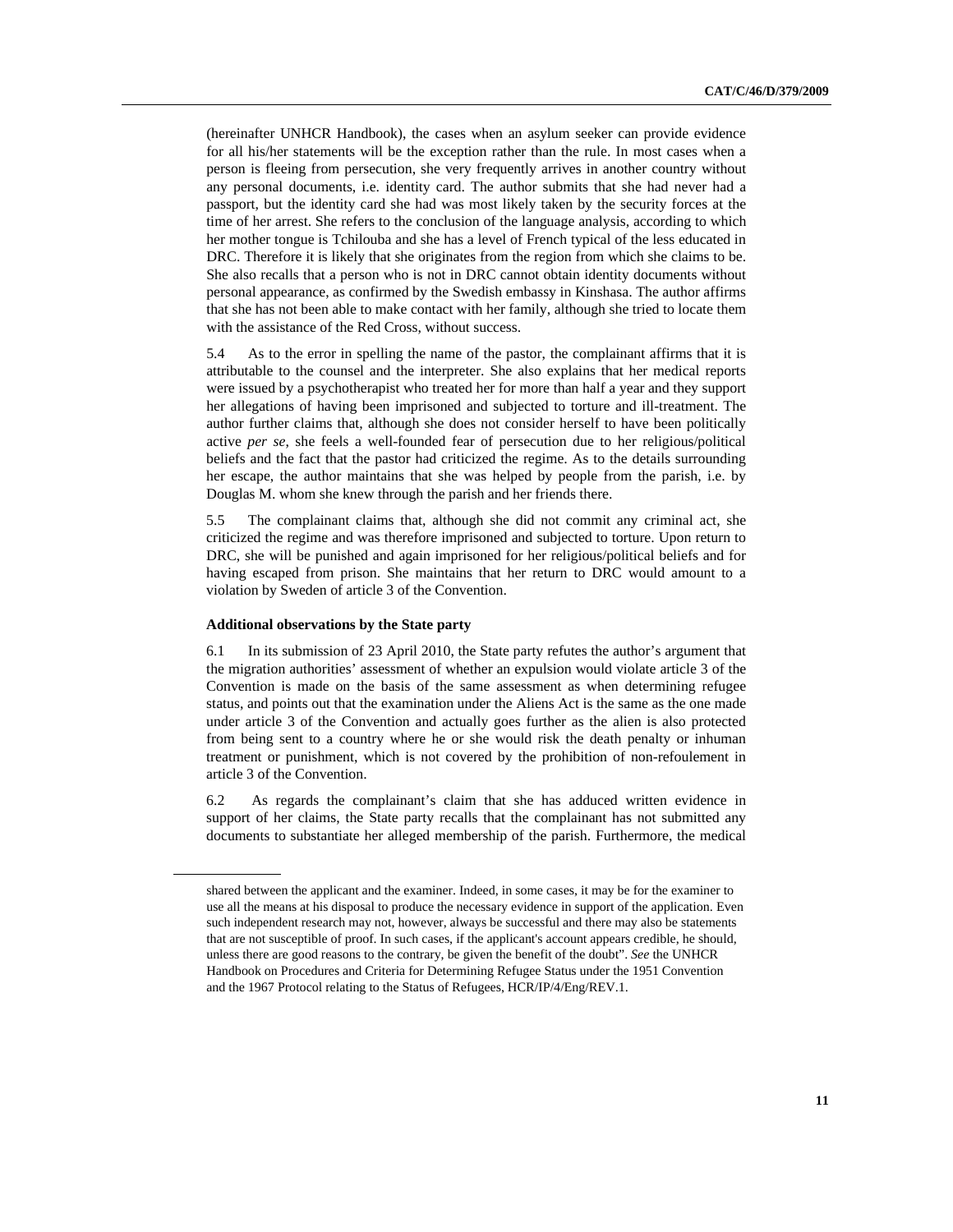(hereinafter UNHCR Handbook), the cases when an asylum seeker can provide evidence for all his/her statements will be the exception rather than the rule. In most cases when a person is fleeing from persecution, she very frequently arrives in another country without any personal documents, i.e. identity card. The author submits that she had never had a passport, but the identity card she had was most likely taken by the security forces at the time of her arrest. She refers to the conclusion of the language analysis, according to which her mother tongue is Tchilouba and she has a level of French typical of the less educated in DRC. Therefore it is likely that she originates from the region from which she claims to be. She also recalls that a person who is not in DRC cannot obtain identity documents without personal appearance, as confirmed by the Swedish embassy in Kinshasa. The author affirms that she has not been able to make contact with her family, although she tried to locate them with the assistance of the Red Cross, without success.

5.4 As to the error in spelling the name of the pastor, the complainant affirms that it is attributable to the counsel and the interpreter. She also explains that her medical reports were issued by a psychotherapist who treated her for more than half a year and they support her allegations of having been imprisoned and subjected to torture and ill-treatment. The author further claims that, although she does not consider herself to have been politically active *per se*, she feels a well-founded fear of persecution due to her religious/political beliefs and the fact that the pastor had criticized the regime. As to the details surrounding her escape, the author maintains that she was helped by people from the parish, i.e. by Douglas M. whom she knew through the parish and her friends there.

5.5 The complainant claims that, although she did not commit any criminal act, she criticized the regime and was therefore imprisoned and subjected to torture. Upon return to DRC, she will be punished and again imprisoned for her religious/political beliefs and for having escaped from prison. She maintains that her return to DRC would amount to a violation by Sweden of article 3 of the Convention.

**Additional observations by the State party**

6.1 In its submission of 23 April 2010, the State party refutes the author's argument that the migration authorities' assessment of whether an expulsion would violate article 3 of the Convention is made on the basis of the same assessment as when determining refugee status, and points out that the examination under the Aliens Act is the same as the one made under article 3 of the Convention and actually goes further as the alien is also protected from being sent to a country where he or she would risk the death penalty or inhuman treatment or punishment, which is not covered by the prohibition of non-refoulement in article 3 of the Convention.

6.2 As regards the complainant's claim that she has adduced written evidence in support of her claims, the State party recalls that the complainant has not submitted any documents to substantiate her alleged membership of the parish. Furthermore, the medical

---

shared between the applicant and the examiner. Indeed, in some cases, it may be for the examiner to use all the means at his disposal to produce the necessary evidence in support of the application. Even such independent research may not, however, always be successful and there may also be statements that are not susceptible of proof. In such cases, if the applicant's account appears credible, he should, unless there are good reasons to the contrary, be given the benefit of the doubt". *See* the UNHCR Handbook on Procedures and Criteria for Determining Refugee Status under the 1951 Convention and the 1967 Protocol relating to the Status of Refugees, HCR/IP/4/Eng/REV.1.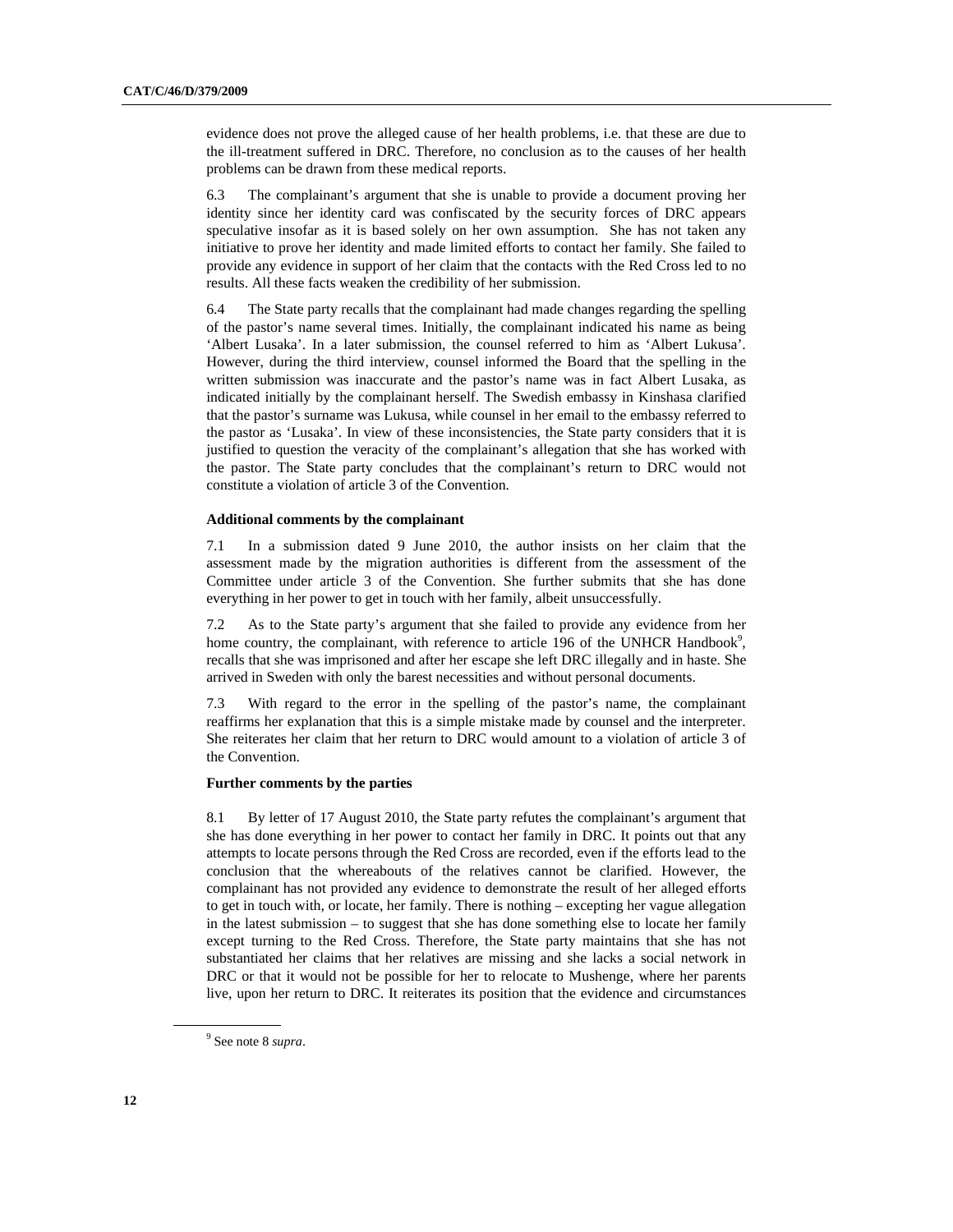evidence does not prove the alleged cause of her health problems, i.e. that these are due to the ill-treatment suffered in DRC. Therefore, no conclusion as to the causes of her health problems can be drawn from these medical reports.

6.3 The complainant's argument that she is unable to provide a document proving her identity since her identity card was confiscated by the security forces of DRC appears speculative insofar as it is based solely on her own assumption. She has not taken any initiative to prove her identity and made limited efforts to contact her family. She failed to provide any evidence in support of her claim that the contacts with the Red Cross led to no results. All these facts weaken the credibility of her submission.

6.4 The State party recalls that the complainant had made changes regarding the spelling of the pastor's name several times. Initially, the complainant indicated his name as being 'Albert Lusaka'. In a later submission, the counsel referred to him as 'Albert Lukusa'. However, during the third interview, counsel informed the Board that the spelling in the written submission was inaccurate and the pastor's name was in fact Albert Lusaka, as indicated initially by the complainant herself. The Swedish embassy in Kinshasa clarified that the pastor's surname was Lukusa, while counsel in her email to the embassy referred to the pastor as 'Lusaka'. In view of these inconsistencies, the State party considers that it is justified to question the veracity of the complainant's allegation that she has worked with the pastor. The State party concludes that the complainant's return to DRC would not constitute a violation of article 3 of the Convention.

**Additional comments by the complainant**

7.1 In a submission dated 9 June 2010, the author insists on her claim that the assessment made by the migration authorities is different from the assessment of the Committee under article 3 of the Convention. She further submits that she has done everything in her power to get in touch with her family, albeit unsuccessfully.

7.2 As to the State party's argument that she failed to provide any evidence from her home country, the complainant, with reference to article 196 of the UNHCR Handbook[9], recalls that she was imprisoned and after her escape she left DRC illegally and in haste. She arrived in Sweden with only the barest necessities and without personal documents.

7.3 With regard to the error in the spelling of the pastor's name, the complainant reaffirms her explanation that this is a simple mistake made by counsel and the interpreter. She reiterates her claim that her return to DRC would amount to a violation of article 3 of the Convention.

**Further comments by the parties**

8.1 By letter of 17 August 2010, the State party refutes the complainant's argument that she has done everything in her power to contact her family in DRC. It points out that any attempts to locate persons through the Red Cross are recorded, even if the efforts lead to the conclusion that the whereabouts of the relatives cannot be clarified. However, the complainant has not provided any evidence to demonstrate the result of her alleged efforts to get in touch with, or locate, her family. There is nothing – excepting her vague allegation in the latest submission – to suggest that she has done something else to locate her family except turning to the Red Cross. Therefore, the State party maintains that she has not substantiated her claims that her relatives are missing and she lacks a social network in DRC or that it would not be possible for her to relocate to Mushenge, where her parents live, upon her return to DRC. It reiterates its position that the evidence and circumstances

[9] See note 8 *supra*.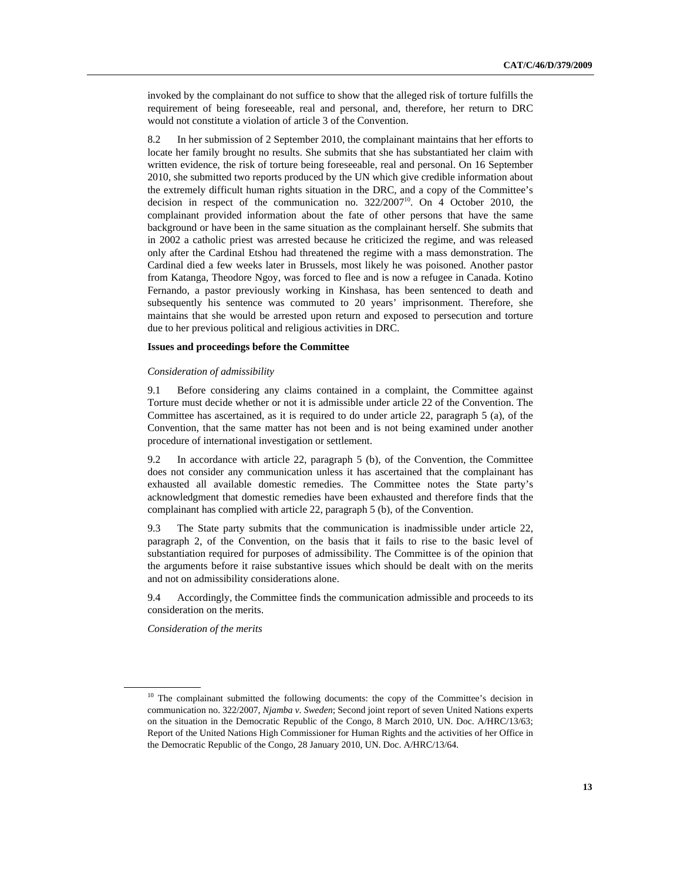invoked by the complainant do not suffice to show that the alleged risk of torture fulfills the requirement of being foreseeable, real and personal, and, therefore, her return to DRC would not constitute a violation of article 3 of the Convention.

8.2 In her submission of 2 September 2010, the complainant maintains that her efforts to locate her family brought no results. She submits that she has substantiated her claim with written evidence, the risk of torture being foreseeable, real and personal. On 16 September 2010, she submitted two reports produced by the UN which give credible information about the extremely difficult human rights situation in the DRC, and a copy of the Committee's decision in respect of the communication no. 322/2007[10]. On 4 October 2010, the complainant provided information about the fate of other persons that have the same background or have been in the same situation as the complainant herself. She submits that in 2002 a catholic priest was arrested because he criticized the regime, and was released only after the Cardinal Etshou had threatened the regime with a mass demonstration. The Cardinal died a few weeks later in Brussels, most likely he was poisoned. Another pastor from Katanga, Theodore Ngoy, was forced to flee and is now a refugee in Canada. Kotino Fernando, a pastor previously working in Kinshasa, has been sentenced to death and subsequently his sentence was commuted to 20 years' imprisonment. Therefore, she maintains that she would be arrested upon return and exposed to persecution and torture due to her previous political and religious activities in DRC.

**Issues and proceedings before the Committee**

*Consideration of admissibility*

9.1 Before considering any claims contained in a complaint, the Committee against Torture must decide whether or not it is admissible under article 22 of the Convention. The Committee has ascertained, as it is required to do under article 22, paragraph 5 (a), of the Convention, that the same matter has not been and is not being examined under another procedure of international investigation or settlement.

9.2 In accordance with article 22, paragraph 5 (b), of the Convention, the Committee does not consider any communication unless it has ascertained that the complainant has exhausted all available domestic remedies. The Committee notes the State party's acknowledgment that domestic remedies have been exhausted and therefore finds that the complainant has complied with article 22, paragraph 5 (b), of the Convention.

9.3 The State party submits that the communication is inadmissible under article 22, paragraph 2, of the Convention, on the basis that it fails to rise to the basic level of substantiation required for purposes of admissibility. The Committee is of the opinion that the arguments before it raise substantive issues which should be dealt with on the merits and not on admissibility considerations alone.

9.4 Accordingly, the Committee finds the communication admissible and proceeds to its consideration on the merits.

*Consideration of the merits*

---

[10] The complainant submitted the following documents: the copy of the Committee's decision in communication no. 322/2007, *Njamba v. Sweden*; Second joint report of seven United Nations experts on the situation in the Democratic Republic of the Congo, 8 March 2010, UN. Doc. A/HRC/13/63; Report of the United Nations High Commissioner for Human Rights and the activities of her Office in the Democratic Republic of the Congo, 28 January 2010, UN. Doc. A/HRC/13/64.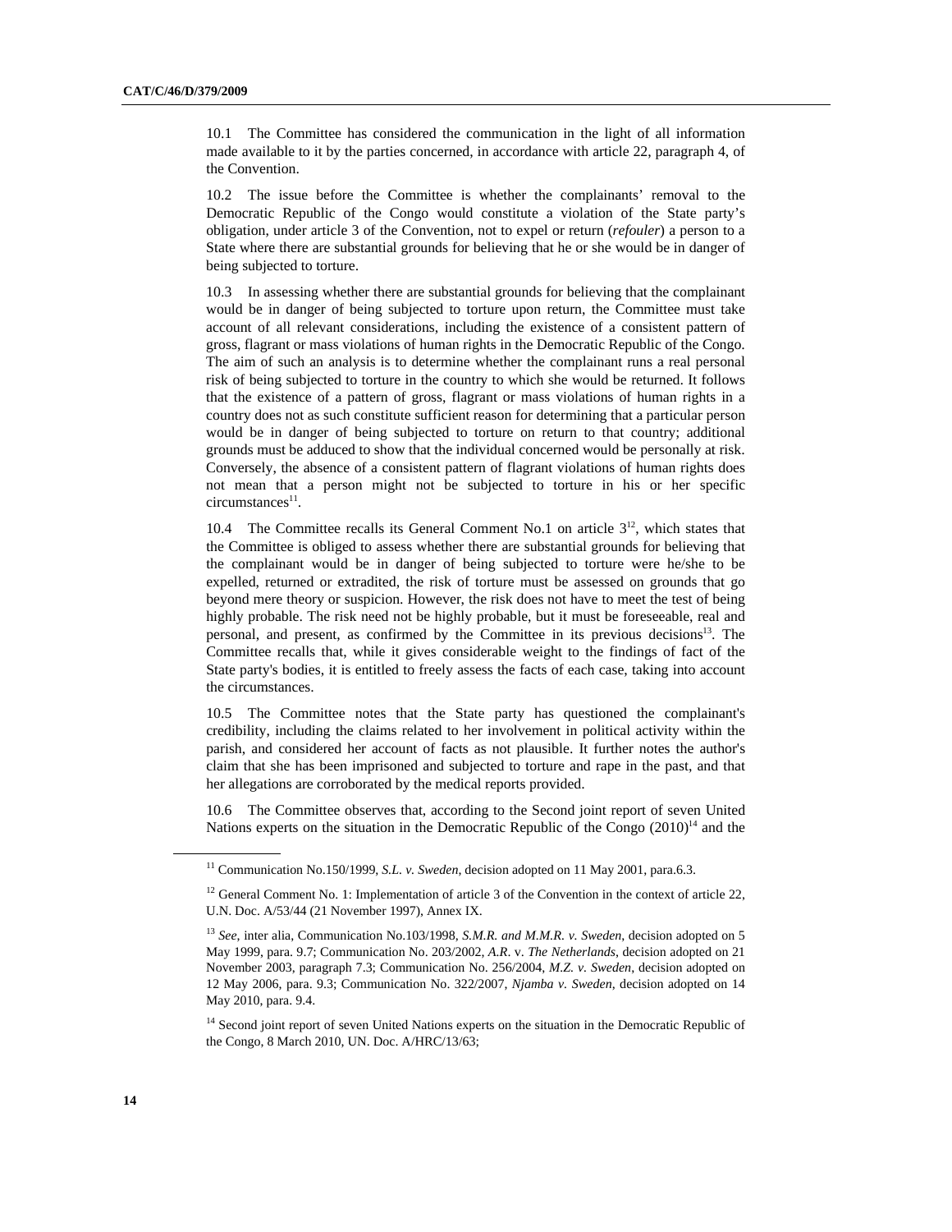10.1 The Committee has considered the communication in the light of all information made available to it by the parties concerned, in accordance with article 22, paragraph 4, of the Convention.

10.2 The issue before the Committee is whether the complainants' removal to the Democratic Republic of the Congo would constitute a violation of the State party's obligation, under article 3 of the Convention, not to expel or return (*refouler*) a person to a State where there are substantial grounds for believing that he or she would be in danger of being subjected to torture.

10.3 In assessing whether there are substantial grounds for believing that the complainant would be in danger of being subjected to torture upon return, the Committee must take account of all relevant considerations, including the existence of a consistent pattern of gross, flagrant or mass violations of human rights in the Democratic Republic of the Congo. The aim of such an analysis is to determine whether the complainant runs a real personal risk of being subjected to torture in the country to which she would be returned. It follows that the existence of a pattern of gross, flagrant or mass violations of human rights in a country does not as such constitute sufficient reason for determining that a particular person would be in danger of being subjected to torture on return to that country; additional grounds must be adduced to show that the individual concerned would be personally at risk. Conversely, the absence of a consistent pattern of flagrant violations of human rights does not mean that a person might not be subjected to torture in his or her specific circumstances[11].

10.4 The Committee recalls its General Comment No.1 on article 3[12], which states that the Committee is obliged to assess whether there are substantial grounds for believing that the complainant would be in danger of being subjected to torture were he/she to be expelled, returned or extradited, the risk of torture must be assessed on grounds that go beyond mere theory or suspicion. However, the risk does not have to meet the test of being highly probable. The risk need not be highly probable, but it must be foreseeable, real and personal, and present, as confirmed by the Committee in its previous decisions[13]. The Committee recalls that, while it gives considerable weight to the findings of fact of the State party's bodies, it is entitled to freely assess the facts of each case, taking into account the circumstances.

10.5 The Committee notes that the State party has questioned the complainant's credibility, including the claims related to her involvement in political activity within the parish, and considered her account of facts as not plausible. It further notes the author's claim that she has been imprisoned and subjected to torture and rape in the past, and that her allegations are corroborated by the medical reports provided.

10.6 The Committee observes that, according to the Second joint report of seven United Nations experts on the situation in the Democratic Republic of the Congo (2010)[14] and the

---

[11] Communication No.150/1999, *S.L. v. Sweden*, decision adopted on 11 May 2001, para.6.3.

[12] General Comment No. 1: Implementation of article 3 of the Convention in the context of article 22, U.N. Doc. A/53/44 (21 November 1997), Annex IX.

[13] *See*, inter alia, Communication No.103/1998, *S.M.R. and M.M.R. v. Sweden*, decision adopted on 5 May 1999, para. 9.7; Communication No. 203/2002, *A.R.* v. *The Netherlands*, decision adopted on 21 November 2003, paragraph 7.3; Communication No. 256/2004, *M.Z. v. Sweden*, decision adopted on 12 May 2006, para. 9.3; Communication No. 322/2007, *Njamba v. Sweden*, decision adopted on 14 May 2010, para. 9.4.

[14] Second joint report of seven United Nations experts on the situation in the Democratic Republic of the Congo, 8 March 2010, UN. Doc. A/HRC/13/63;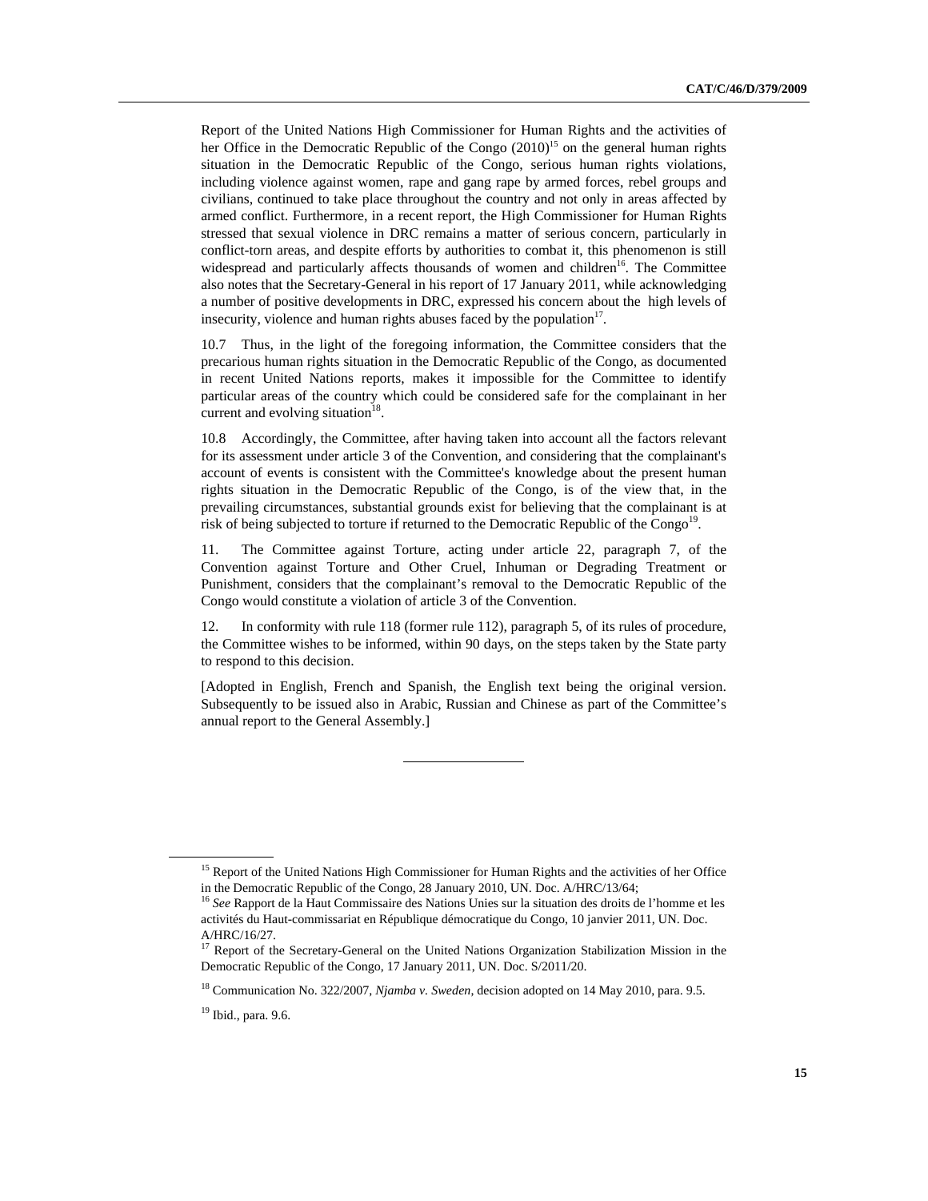Report of the United Nations High Commissioner for Human Rights and the activities of her Office in the Democratic Republic of the Congo (2010)[15] on the general human rights situation in the Democratic Republic of the Congo, serious human rights violations, including violence against women, rape and gang rape by armed forces, rebel groups and civilians, continued to take place throughout the country and not only in areas affected by armed conflict. Furthermore, in a recent report, the High Commissioner for Human Rights stressed that sexual violence in DRC remains a matter of serious concern, particularly in conflict-torn areas, and despite efforts by authorities to combat it, this phenomenon is still widespread and particularly affects thousands of women and children[16]. The Committee also notes that the Secretary-General in his report of 17 January 2011, while acknowledging a number of positive developments in DRC, expressed his concern about the high levels of insecurity, violence and human rights abuses faced by the population[17].

10.7 Thus, in the light of the foregoing information, the Committee considers that the precarious human rights situation in the Democratic Republic of the Congo, as documented in recent United Nations reports, makes it impossible for the Committee to identify particular areas of the country which could be considered safe for the complainant in her current and evolving situation[18].

10.8 Accordingly, the Committee, after having taken into account all the factors relevant for its assessment under article 3 of the Convention, and considering that the complainant's account of events is consistent with the Committee's knowledge about the present human rights situation in the Democratic Republic of the Congo, is of the view that, in the prevailing circumstances, substantial grounds exist for believing that the complainant is at risk of being subjected to torture if returned to the Democratic Republic of the Congo[19].

11. The Committee against Torture, acting under article 22, paragraph 7, of the Convention against Torture and Other Cruel, Inhuman or Degrading Treatment or Punishment, considers that the complainant's removal to the Democratic Republic of the Congo would constitute a violation of article 3 of the Convention.

12. In conformity with rule 118 (former rule 112), paragraph 5, of its rules of procedure, the Committee wishes to be informed, within 90 days, on the steps taken by the State party to respond to this decision.

[Adopted in English, French and Spanish, the English text being the original version. Subsequently to be issued also in Arabic, Russian and Chinese as part of the Committee's annual report to the General Assembly.]

---

[15] Report of the United Nations High Commissioner for Human Rights and the activities of her Office in the Democratic Republic of the Congo, 28 January 2010, UN. Doc. A/HRC/13/64;

[16] *See* Rapport de la Haut Commissaire des Nations Unies sur la situation des droits de l'homme et les activités du Haut-commissariat en République démocratique du Congo, 10 janvier 2011, UN. Doc. A/HRC/16/27.

[17] Report of the Secretary-General on the United Nations Organization Stabilization Mission in the Democratic Republic of the Congo, 17 January 2011, UN. Doc. S/2011/20.

[18] Communication No. 322/2007, *Njamba v. Sweden*, decision adopted on 14 May 2010, para. 9.5.

[19] Ibid., para. 9.6.